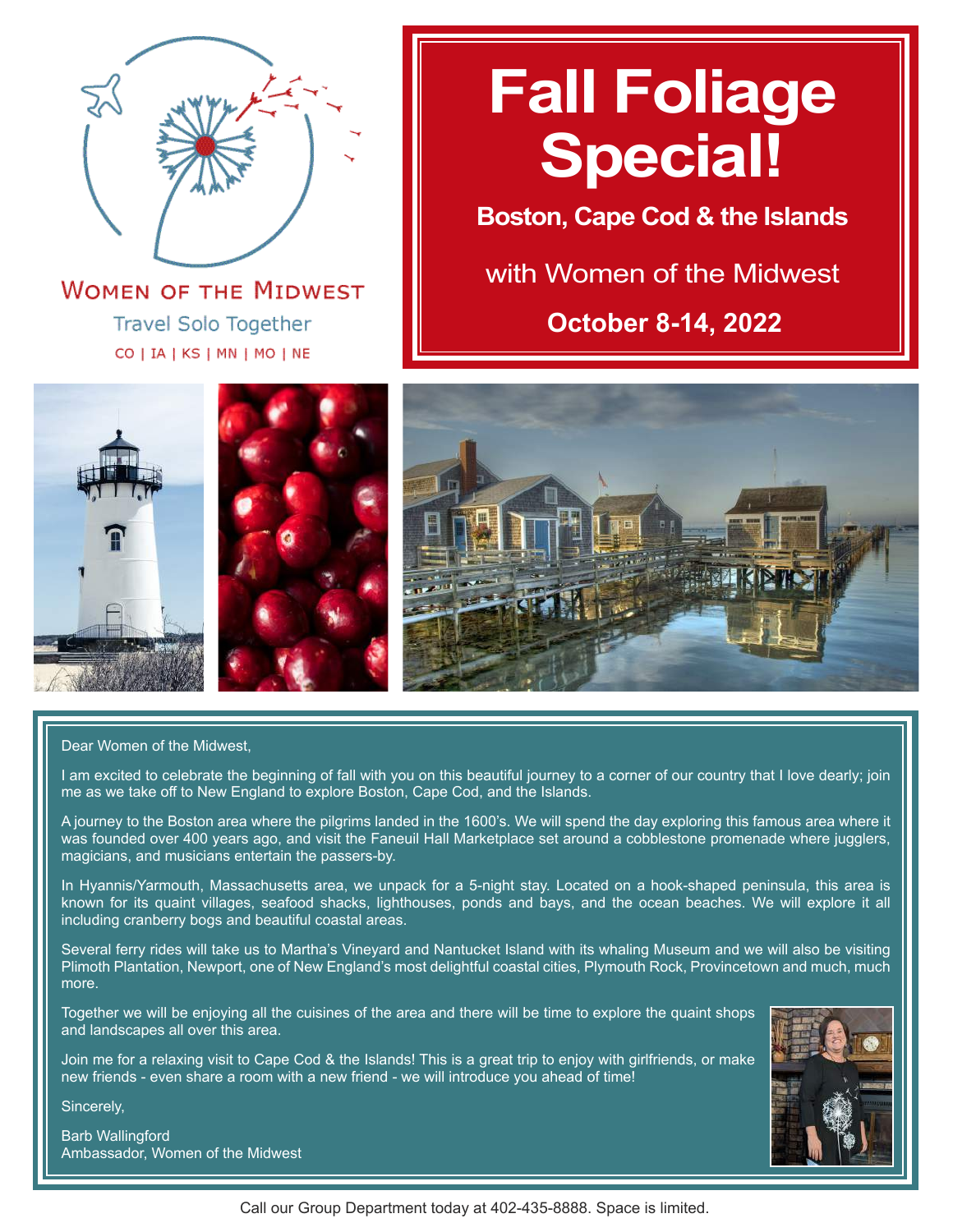Women of the Midwest

Travel Solo Together

CO | IA | KS | MN | MO | NE

# Fall Foliage Special!

## Boston, Cape Cod & the Islands

with Women of the Midwest

**October 8-14, 2022**

Dear Women of the Midwest,

I am excited to celebrate the beginning of fall with you on this beautiful journey to a corner of our country that I love dearly; join me as we take off to New England to explore Boston, Cape Cod, and the Islands.

A journey to the Boston area where the pilgrims landed in the 1600's. We will spend the day exploring this famous area where it was founded over 400 years ago, and visit the Faneuil Hall Marketplace set around a cobblestone promenade where jugglers, magicians, and musicians entertain the passers-by.

In Hyannis/Yarmouth, Massachusetts area, we unpack for a 5-night stay. Located on a hook-shaped peninsula, this area is known for its quaint villages, seafood shacks, lighthouses, ponds and bays, and the ocean beaches. We will explore it all including cranberry bogs and beautiful coastal areas.

Several ferry rides will take us to Martha's Vineyard and Nantucket Island with its whaling Museum and we will also be visiting Plimoth Plantation, Newport, one of New England's most delightful coastal cities, Plymouth Rock, Provincetown and much, much more.

Together we will be enjoying all the cuisines of the area and there will be time to explore the quaint shops and landscapes all over this area.

Join me for a relaxing visit to Cape Cod & the Islands! This is a great trip to enjoy with girlfriends, or make new friends - even share a room with a new friend - we will introduce you ahead of time!

Sincerely,

Barb Wallingford
Ambassador, Women of the Midwest

Call our Group Department today at 402-435-8888. Space is limited.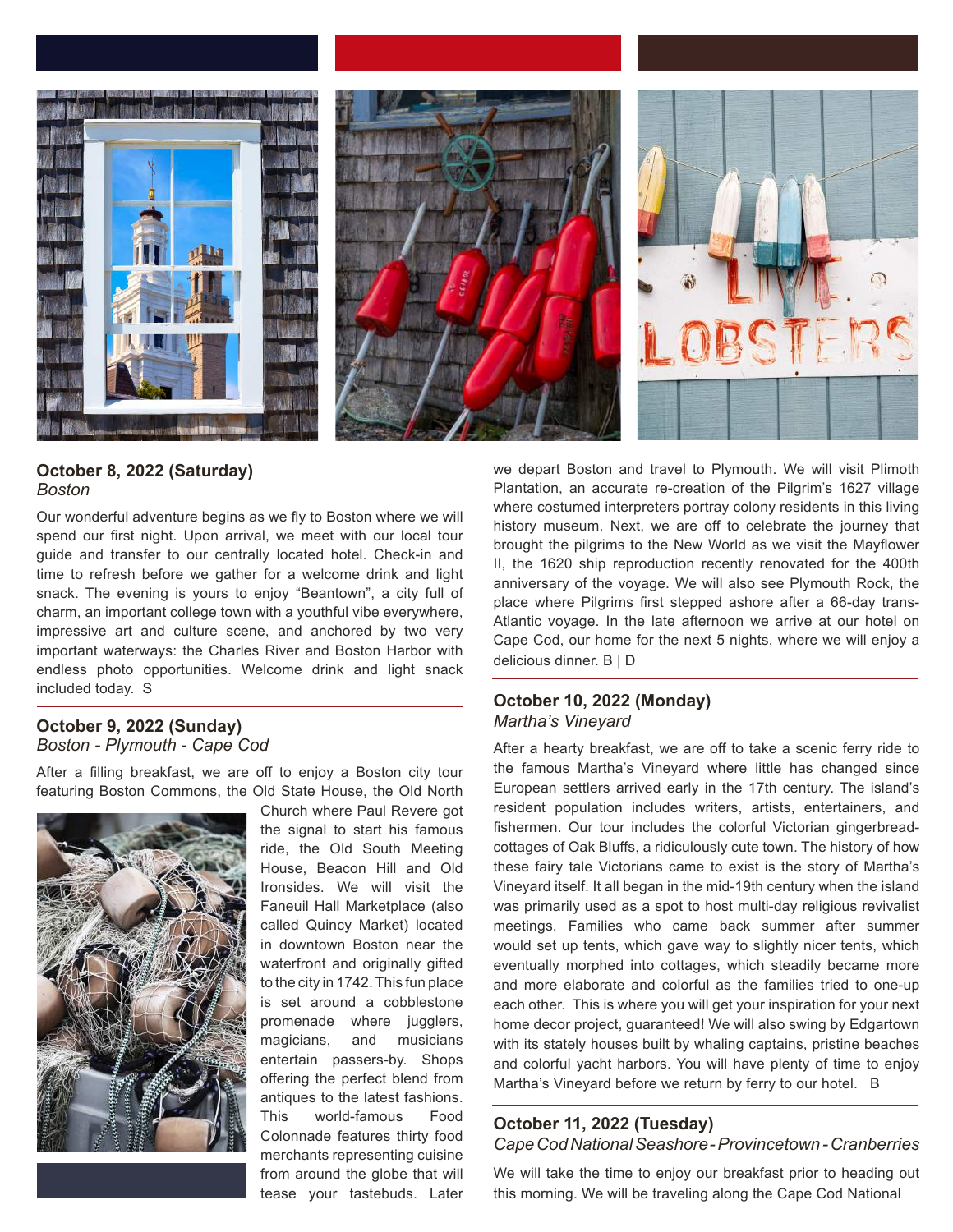## October 8, 2022 (Saturday)
*Boston*

Our wonderful adventure begins as we fly to Boston where we will spend our first night. Upon arrival, we meet with our local tour guide and transfer to our centrally located hotel. Check-in and time to refresh before we gather for a welcome drink and light snack. The evening is yours to enjoy "Beantown", a city full of charm, an important college town with a youthful vibe everywhere, impressive art and culture scene, and anchored by two very important waterways: the Charles River and Boston Harbor with endless photo opportunities. Welcome drink and light snack included today. S

## October 9, 2022 (Sunday)
*Boston - Plymouth - Cape Cod*

After a filling breakfast, we are off to enjoy a Boston city tour featuring Boston Commons, the Old State House, the Old North Church where Paul Revere got the signal to start his famous ride, the Old South Meeting House, Beacon Hill and Old Ironsides. We will visit the Faneuil Hall Marketplace (also called Quincy Market) located in downtown Boston near the waterfront and originally gifted to the city in 1742. This fun place is set around a cobblestone promenade where jugglers, magicians, and musicians entertain passers-by. Shops offering the perfect blend from antiques to the latest fashions. This world-famous Food Colonnade features thirty food merchants representing cuisine from around the globe that will tease your tastebuds. Later we depart Boston and travel to Plymouth. We will visit Plimoth Plantation, an accurate re-creation of the Pilgrim's 1627 village where costumed interpreters portray colony residents in this living history museum. Next, we are off to celebrate the journey that brought the pilgrims to the New World as we visit the Mayflower II, the 1620 ship reproduction recently renovated for the 400th anniversary of the voyage. We will also see Plymouth Rock, the place where Pilgrims first stepped ashore after a 66-day trans-Atlantic voyage. In the late afternoon we arrive at our hotel on Cape Cod, our home for the next 5 nights, where we will enjoy a delicious dinner. B | D

## October 10, 2022 (Monday)
*Martha's Vineyard*

After a hearty breakfast, we are off to take a scenic ferry ride to the famous Martha's Vineyard where little has changed since European settlers arrived early in the 17th century. The island's resident population includes writers, artists, entertainers, and fishermen. Our tour includes the colorful Victorian gingerbread-cottages of Oak Bluffs, a ridiculously cute town. The history of how these fairy tale Victorians came to exist is the story of Martha's Vineyard itself. It all began in the mid-19th century when the island was primarily used as a spot to host multi-day religious revivalist meetings. Families who came back summer after summer would set up tents, which gave way to slightly nicer tents, which eventually morphed into cottages, which steadily became more and more elaborate and colorful as the families tried to one-up each other. This is where you will get your inspiration for your next home decor project, guaranteed! We will also swing by Edgartown with its stately houses built by whaling captains, pristine beaches and colorful yacht harbors. You will have plenty of time to enjoy Martha's Vineyard before we return by ferry to our hotel. B

## October 11, 2022 (Tuesday)
*Cape Cod National Seashore - Provincetown - Cranberries*

We will take the time to enjoy our breakfast prior to heading out this morning. We will be traveling along the Cape Cod National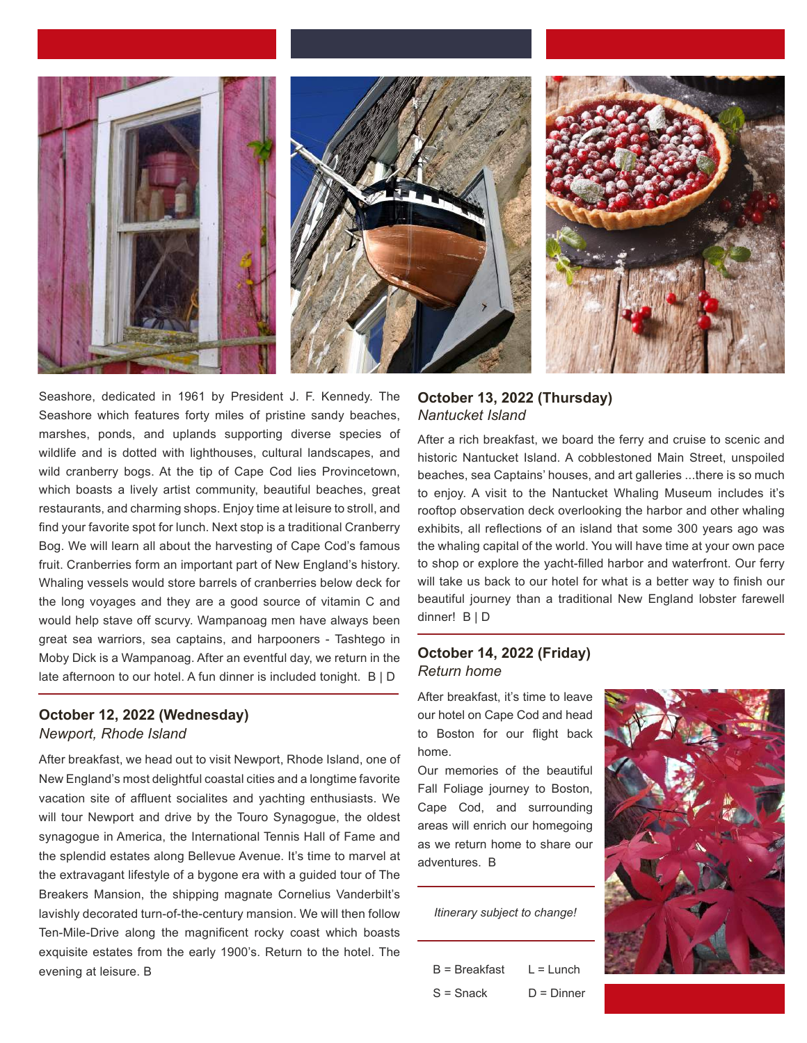Seashore, dedicated in 1961 by President J. F. Kennedy. The Seashore which features forty miles of pristine sandy beaches, marshes, ponds, and uplands supporting diverse species of wildlife and is dotted with lighthouses, cultural landscapes, and wild cranberry bogs. At the tip of Cape Cod lies Provincetown, which boasts a lively artist community, beautiful beaches, great restaurants, and charming shops. Enjoy time at leisure to stroll, and find your favorite spot for lunch. Next stop is a traditional Cranberry Bog. We will learn all about the harvesting of Cape Cod's famous fruit. Cranberries form an important part of New England's history. Whaling vessels would store barrels of cranberries below deck for the long voyages and they are a good source of vitamin C and would help stave off scurvy. Wampanoag men have always been great sea warriors, sea captains, and harpooners - Tashtego in Moby Dick is a Wampanoag. After an eventful day, we return in the late afternoon to our hotel. A fun dinner is included tonight. B | D

### October 12, 2022 (Wednesday)
*Newport, Rhode Island*

After breakfast, we head out to visit Newport, Rhode Island, one of New England's most delightful coastal cities and a longtime favorite vacation site of affluent socialites and yachting enthusiasts. We will tour Newport and drive by the Touro Synagogue, the oldest synagogue in America, the International Tennis Hall of Fame and the splendid estates along Bellevue Avenue. It's time to marvel at the extravagant lifestyle of a bygone era with a guided tour of The Breakers Mansion, the shipping magnate Cornelius Vanderbilt's lavishly decorated turn-of-the-century mansion. We will then follow Ten-Mile-Drive along the magnificent rocky coast which boasts exquisite estates from the early 1900's. Return to the hotel. The evening at leisure. B

### October 13, 2022 (Thursday)
*Nantucket Island*

After a rich breakfast, we board the ferry and cruise to scenic and historic Nantucket Island. A cobblestoned Main Street, unspoiled beaches, sea Captains' houses, and art galleries ...there is so much to enjoy. A visit to the Nantucket Whaling Museum includes it's rooftop observation deck overlooking the harbor and other whaling exhibits, all reflections of an island that some 300 years ago was the whaling capital of the world. You will have time at your own pace to shop or explore the yacht-filled harbor and waterfront. Our ferry will take us back to our hotel for what is a better way to finish our beautiful journey than a traditional New England lobster farewell dinner! B | D

### October 14, 2022 (Friday)
*Return home*

After breakfast, it's time to leave our hotel on Cape Cod and head to Boston for our flight back home.

Our memories of the beautiful Fall Foliage journey to Boston, Cape Cod, and surrounding areas will enrich our homegoing as we return home to share our adventures. B

*Itinerary subject to change!*

| | |
|---|---|
| B = Breakfast | L = Lunch |
| S = Snack | D = Dinner |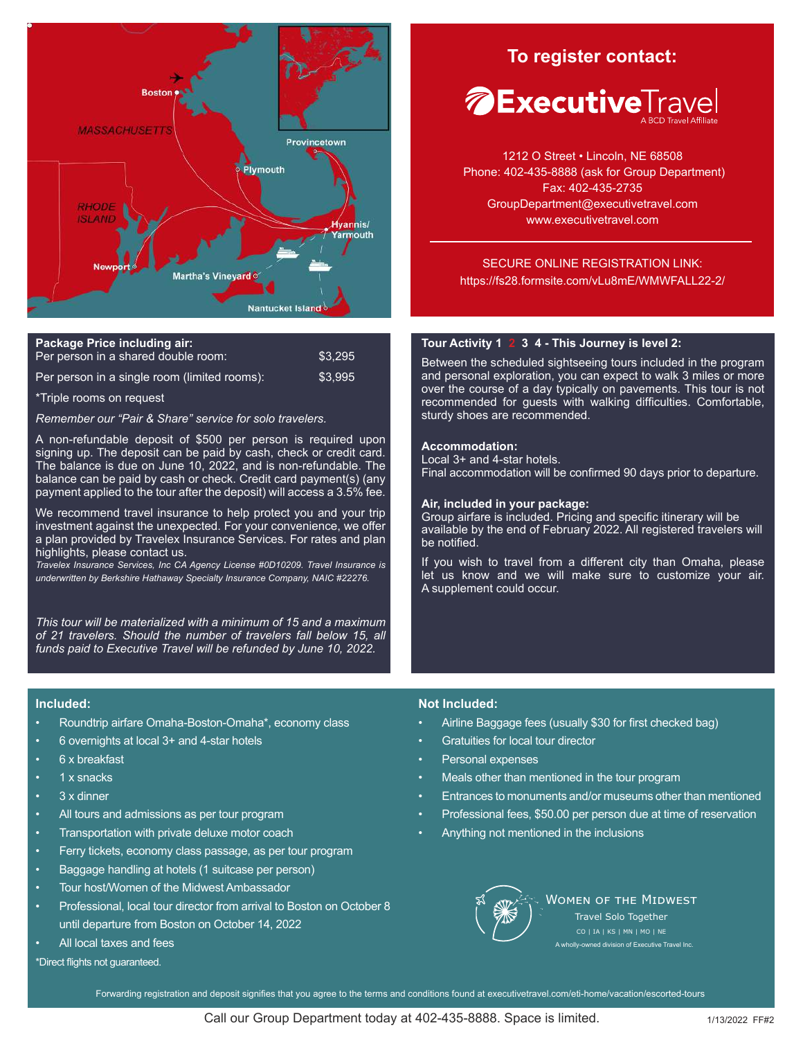Boston

MASSACHUSETTS

Provincetown

Plymouth

RHODE ISLAND

Hyannis/ Yarmouth

Newport

Martha's Vineyard

Nantucket Island

## To register contact:

**ExecutiveTravel**
A BCD Travel Affiliate

1212 O Street • Lincoln, NE 68508
Phone: 402-435-8888 (ask for Group Department)
Fax: 402-435-2735
GroupDepartment@executivetravel.com
www.executivetravel.com

SECURE ONLINE REGISTRATION LINK:
https://fs28.formsite.com/vLu8mE/WMWFALL22-2/

**Package Price including air:**

| | |
|---|---|
| Per person in a shared double room: | $3,295 |
| Per person in a single room (limited rooms): | $3,995 |

*Triple rooms on request

*Remember our "Pair & Share" service for solo travelers.*

A non-refundable deposit of $500 per person is required upon signing up. The deposit can be paid by cash, check or credit card. The balance is due on June 10, 2022, and is non-refundable. The balance can be paid by cash or check. Credit card payment(s) (any payment applied to the tour after the deposit) will access a 3.5% fee.

We recommend travel insurance to help protect you and your trip investment against the unexpected. For your convenience, we offer a plan provided by Travelex Insurance Services. For rates and plan highlights, please contact us.
*Travelex Insurance Services, Inc CA Agency License #0D10209. Travel Insurance is underwritten by Berkshire Hathaway Specialty Insurance Company, NAIC #22276.*

*This tour will be materialized with a minimum of 15 and a maximum of 21 travelers. Should the number of travelers fall below 15, all funds paid to Executive Travel will be refunded by June 10, 2022.*

**Tour Activity 1 2 3 4 - This Journey is level 2:**

Between the scheduled sightseeing tours included in the program and personal exploration, you can expect to walk 3 miles or more over the course of a day typically on pavements. This tour is not recommended for guests with walking difficulties. Comfortable, sturdy shoes are recommended.

**Accommodation:**
Local 3+ and 4-star hotels.
Final accommodation will be confirmed 90 days prior to departure.

**Air, included in your package:**
Group airfare is included. Pricing and specific itinerary will be available by the end of February 2022. All registered travelers will be notified.

If you wish to travel from a different city than Omaha, please let us know and we will make sure to customize your air. A supplement could occur.

**Included:**

- Roundtrip airfare Omaha-Boston-Omaha*, economy class
- 6 overnights at local 3+ and 4-star hotels
- 6 x breakfast
- 1 x snacks
- 3 x dinner
- All tours and admissions as per tour program
- Transportation with private deluxe motor coach
- Ferry tickets, economy class passage, as per tour program
- Baggage handling at hotels (1 suitcase per person)
- Tour host/Women of the Midwest Ambassador
- Professional, local tour director from arrival to Boston on October 8 until departure from Boston on October 14, 2022
- All local taxes and fees

*Direct flights not guaranteed.

**Not Included:**

- Airline Baggage fees (usually $30 for first checked bag)
- Gratuities for local tour director
- Personal expenses
- Meals other than mentioned in the tour program
- Entrances to monuments and/or museums other than mentioned
- Professional fees, $50.00 per person due at time of reservation
- Anything not mentioned in the inclusions

WOMEN OF THE MIDWEST
Travel Solo Together
CO | IA | KS | MN | MO | NE
A wholly-owned division of Executive Travel Inc.

Forwarding registration and deposit signifies that you agree to the terms and conditions found at executivetravel.com/eti-home/vacation/escorted-tours

Call our Group Department today at 402-435-8888. Space is limited.

1/13/2022 FF#2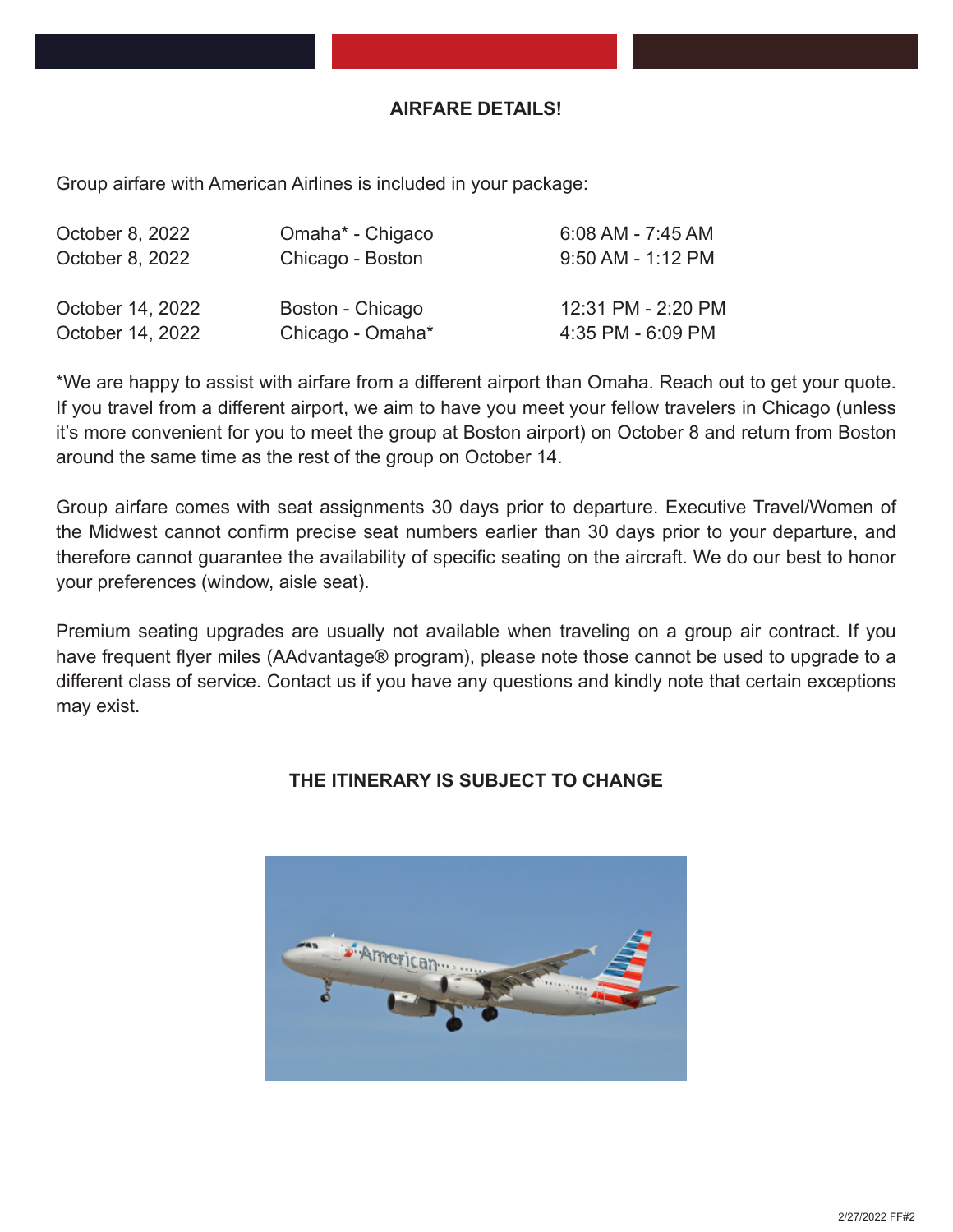## AIRFARE DETAILS!

Group airfare with American Airlines is included in your package:

| | | |
|---|---|---|
| October 8, 2022 | Omaha* - Chigaco | 6:08 AM - 7:45 AM |
| October 8, 2022 | Chicago - Boston | 9:50 AM - 1:12 PM |
| October 14, 2022 | Boston - Chicago | 12:31 PM - 2:20 PM |
| October 14, 2022 | Chicago - Omaha* | 4:35 PM - 6:09 PM |

*We are happy to assist with airfare from a different airport than Omaha. Reach out to get your quote. If you travel from a different airport, we aim to have you meet your fellow travelers in Chicago (unless it's more convenient for you to meet the group at Boston airport) on October 8 and return from Boston around the same time as the rest of the group on October 14.

Group airfare comes with seat assignments 30 days prior to departure. Executive Travel/Women of the Midwest cannot confirm precise seat numbers earlier than 30 days prior to your departure, and therefore cannot guarantee the availability of specific seating on the aircraft. We do our best to honor your preferences (window, aisle seat).

Premium seating upgrades are usually not available when traveling on a group air contract. If you have frequent flyer miles (AAdvantage® program), please note those cannot be used to upgrade to a different class of service. Contact us if you have any questions and kindly note that certain exceptions may exist.

**THE ITINERARY IS SUBJECT TO CHANGE**

2/27/2022 FF#2